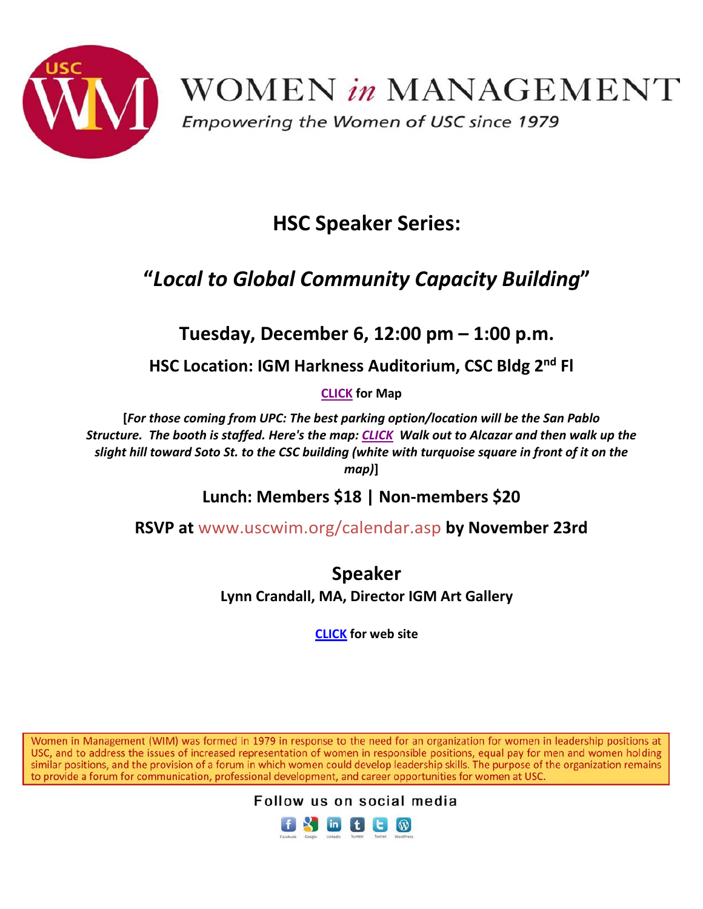# WOMEN *in* MANAGEMENT

*Empowering the Women of USC since 1979*

## HSC Speaker Series:

## "*Local to Global Community Capacity Building*"

### Tuesday, December 6, 12:00 pm – 1:00 p.m.

**HSC Location: IGM Harkness Auditorium, CSC Bldg 2nd Fl**

**CLICK for Map**

**[*For those coming from UPC: The best parking option/location will be the San Pablo Structure. The booth is staffed. Here's the map: CLICK Walk out to Alcazar and then walk up the slight hill toward Soto St. to the CSC building (white with turquoise square in front of it on the map)*]**

**Lunch: Members $18 | Non-members $20**

**RSVP at** www.uscwim.org/calendar.asp **by November 23rd**

## Speaker

**Lynn Crandall, MA, Director IGM Art Gallery**

**CLICK for web site**

Women in Management (WIM) was formed in 1979 in response to the need for an organization for women in leadership positions at USC, and to address the issues of increased representation of women in responsible positions, equal pay for men and women holding similar positions, and the provision of a forum in which women could develop leadership skills. The purpose of the organization remains to provide a forum for communication, professional development, and career opportunities for women at USC.

Follow us on social media

Facebook Google LinkedIn Tumblr Twitter WordPress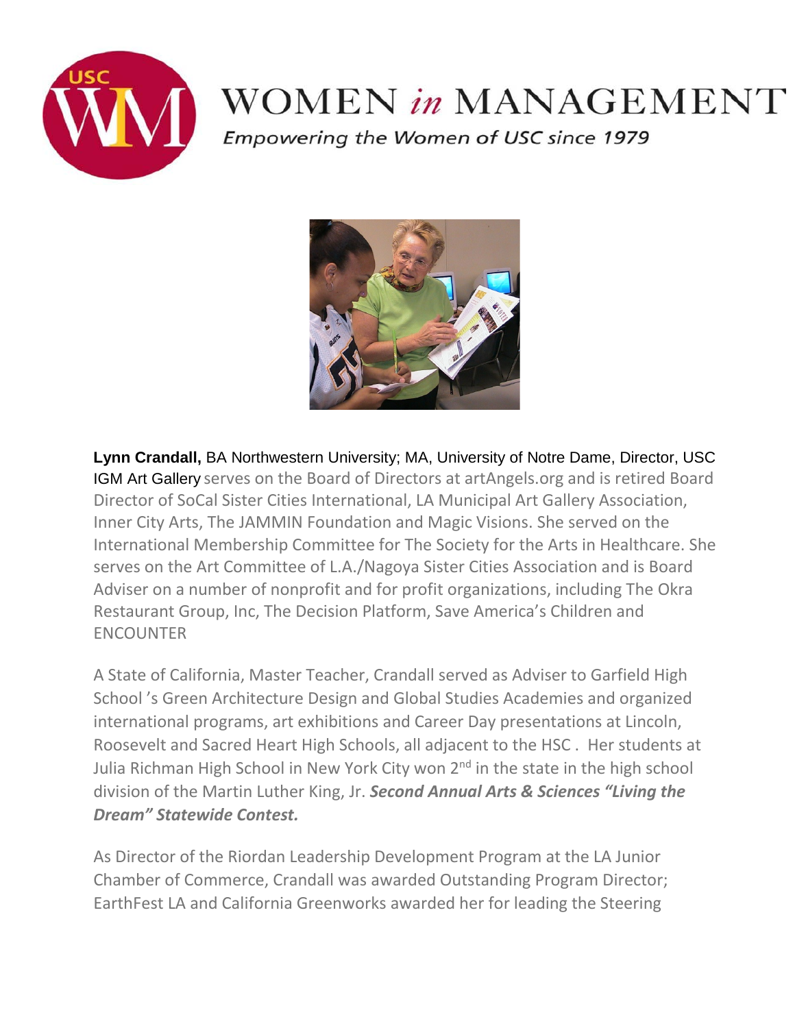# WOMEN *in* MANAGEMENT

*Empowering the Women of USC since 1979*

**Lynn Crandall,** BA Northwestern University; MA, University of Notre Dame, Director, USC IGM Art Gallery serves on the Board of Directors at artAngels.org and is retired Board Director of SoCal Sister Cities International, LA Municipal Art Gallery Association, Inner City Arts, The JAMMIN Foundation and Magic Visions. She served on the International Membership Committee for The Society for the Arts in Healthcare. She serves on the Art Committee of L.A./Nagoya Sister Cities Association and is Board Adviser on a number of nonprofit and for profit organizations, including The Okra Restaurant Group, Inc, The Decision Platform, Save America's Children and ENCOUNTER

A State of California, Master Teacher, Crandall served as Adviser to Garfield High School 's Green Architecture Design and Global Studies Academies and organized international programs, art exhibitions and Career Day presentations at Lincoln, Roosevelt and Sacred Heart High Schools, all adjacent to the HSC . Her students at Julia Richman High School in New York City won 2nd in the state in the high school division of the Martin Luther King, Jr. ***Second Annual Arts & Sciences "Living the Dream" Statewide Contest.***

As Director of the Riordan Leadership Development Program at the LA Junior Chamber of Commerce, Crandall was awarded Outstanding Program Director; EarthFest LA and California Greenworks awarded her for leading the Steering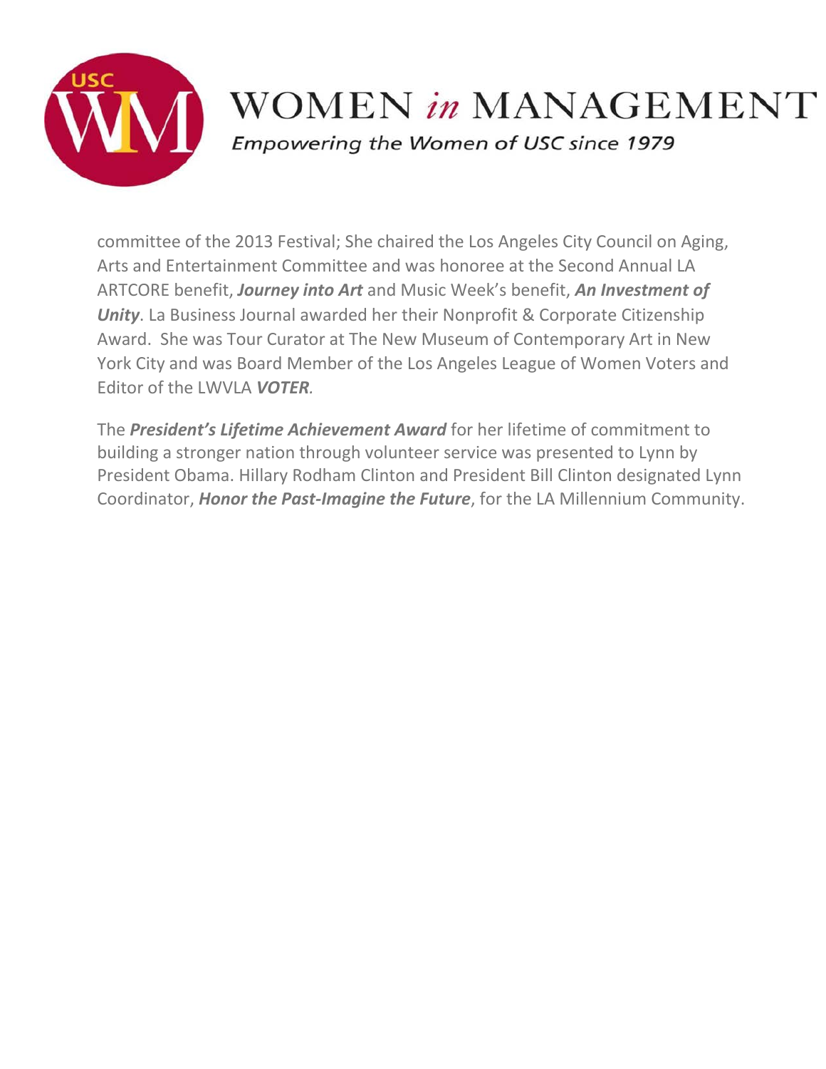committee of the 2013 Festival; She chaired the Los Angeles City Council on Aging, Arts and Entertainment Committee and was honoree at the Second Annual LA ARTCORE benefit, ***Journey into Art*** and Music Week's benefit, ***An Investment of Unity***. La Business Journal awarded her their Nonprofit & Corporate Citizenship Award. She was Tour Curator at The New Museum of Contemporary Art in New York City and was Board Member of the Los Angeles League of Women Voters and Editor of the LWVLA ***VOTER.***

The ***President's Lifetime Achievement Award*** for her lifetime of commitment to building a stronger nation through volunteer service was presented to Lynn by President Obama. Hillary Rodham Clinton and President Bill Clinton designated Lynn Coordinator, ***Honor the Past-Imagine the Future***, for the LA Millennium Community.